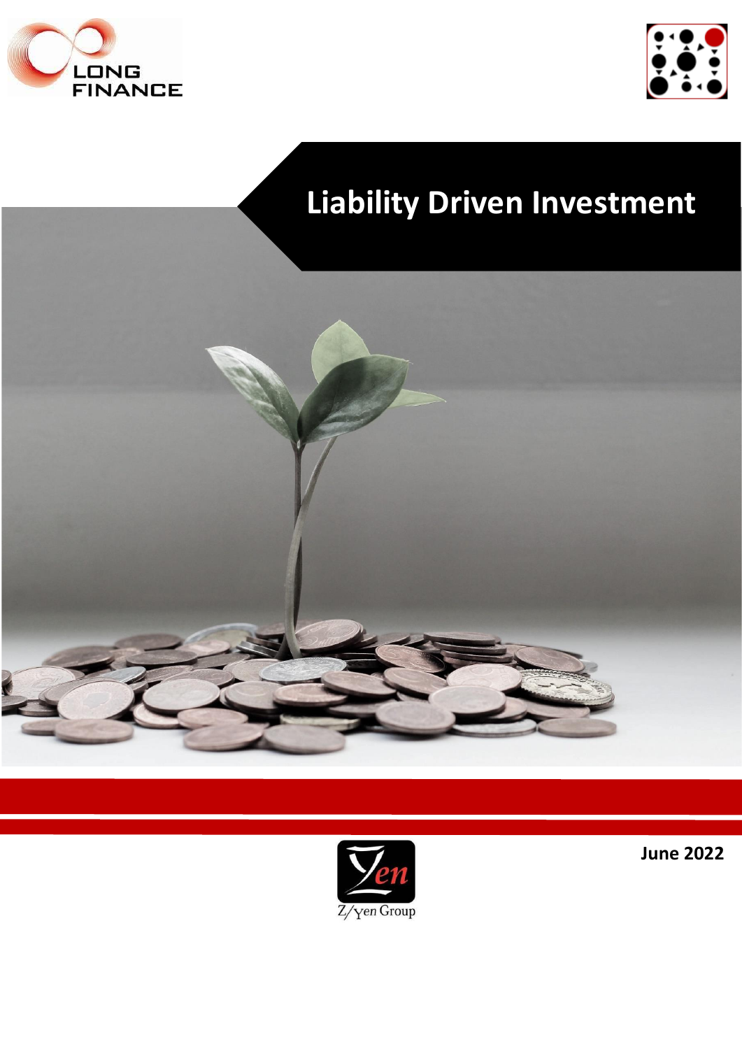LONG FINANCE

# Liability Driven Investment

Z/Yen Group

**June 2022**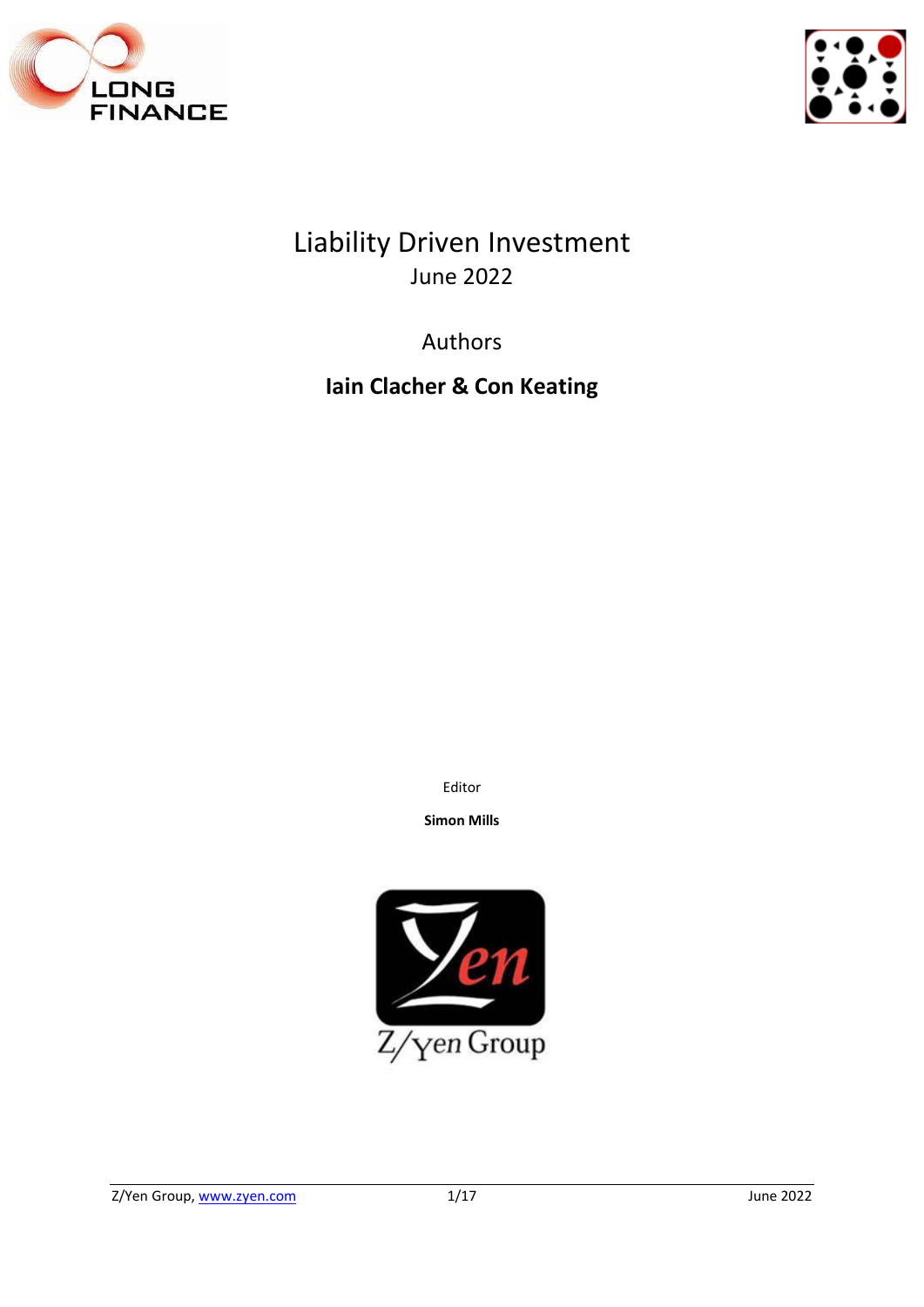# Liability Driven Investment

June 2022

Authors

**Iain Clacher & Con Keating**

Editor

**Simon Mills**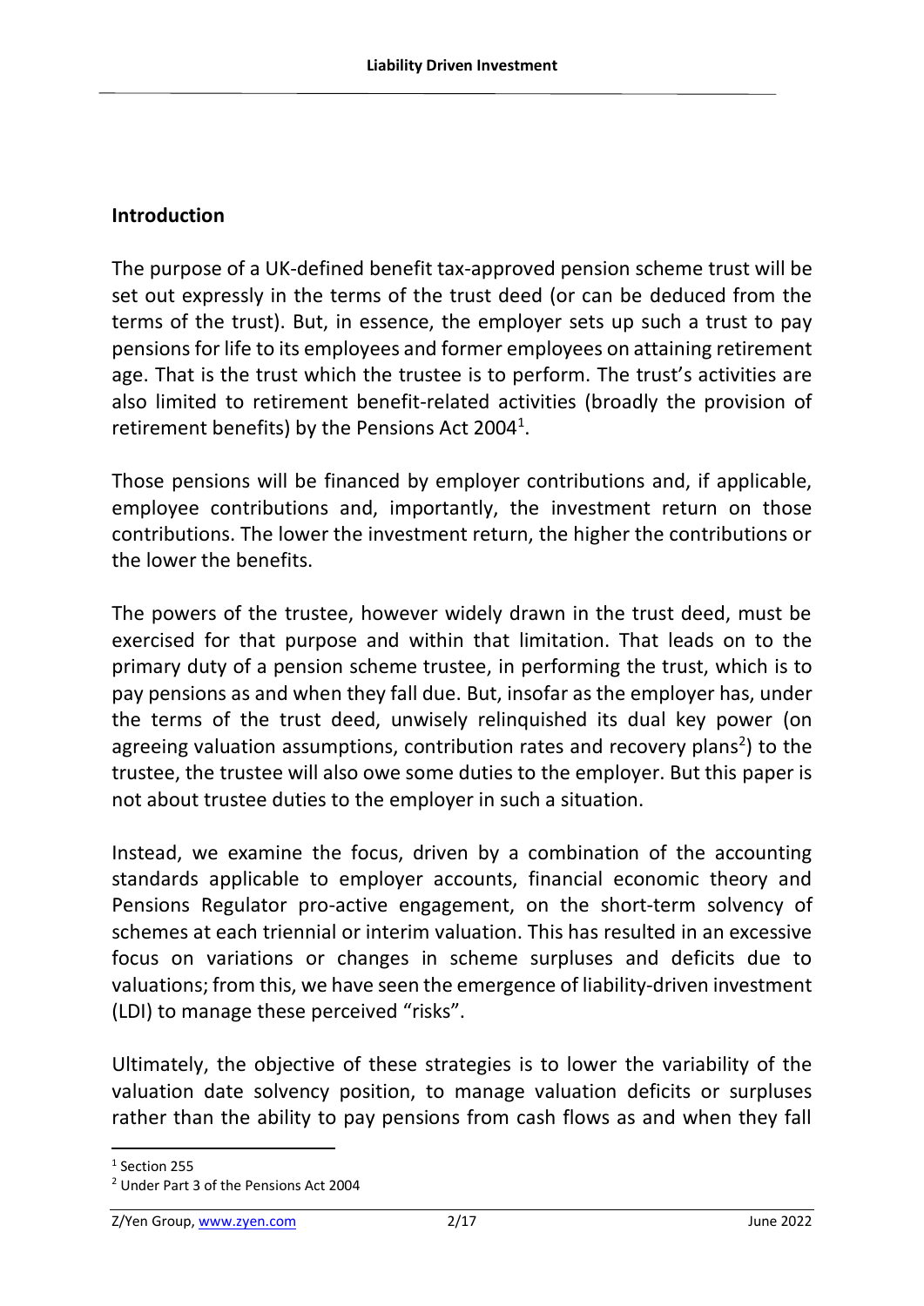## Introduction

The purpose of a UK-defined benefit tax-approved pension scheme trust will be set out expressly in the terms of the trust deed (or can be deduced from the terms of the trust). But, in essence, the employer sets up such a trust to pay pensions for life to its employees and former employees on attaining retirement age. That is the trust which the trustee is to perform. The trust's activities are also limited to retirement benefit-related activities (broadly the provision of retirement benefits) by the Pensions Act 2004[1].

Those pensions will be financed by employer contributions and, if applicable, employee contributions and, importantly, the investment return on those contributions. The lower the investment return, the higher the contributions or the lower the benefits.

The powers of the trustee, however widely drawn in the trust deed, must be exercised for that purpose and within that limitation. That leads on to the primary duty of a pension scheme trustee, in performing the trust, which is to pay pensions as and when they fall due. But, insofar as the employer has, under the terms of the trust deed, unwisely relinquished its dual key power (on agreeing valuation assumptions, contribution rates and recovery plans[2]) to the trustee, the trustee will also owe some duties to the employer. But this paper is not about trustee duties to the employer in such a situation.

Instead, we examine the focus, driven by a combination of the accounting standards applicable to employer accounts, financial economic theory and Pensions Regulator pro-active engagement, on the short-term solvency of schemes at each triennial or interim valuation. This has resulted in an excessive focus on variations or changes in scheme surpluses and deficits due to valuations; from this, we have seen the emergence of liability-driven investment (LDI) to manage these perceived "risks".

Ultimately, the objective of these strategies is to lower the variability of the valuation date solvency position, to manage valuation deficits or surpluses rather than the ability to pay pensions from cash flows as and when they fall

---

[1] Section 255

[2] Under Part 3 of the Pensions Act 2004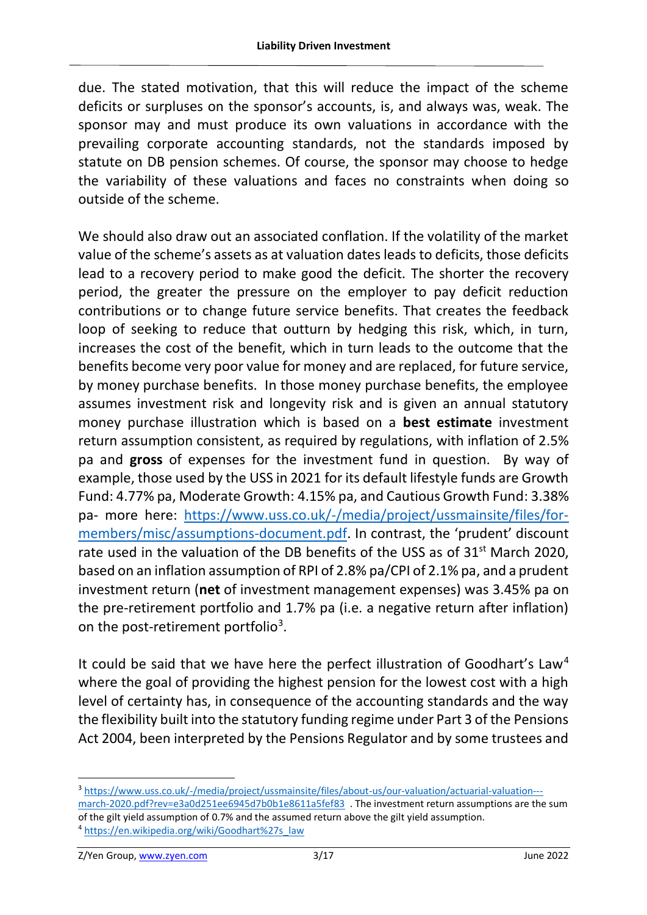due. The stated motivation, that this will reduce the impact of the scheme deficits or surpluses on the sponsor's accounts, is, and always was, weak. The sponsor may and must produce its own valuations in accordance with the prevailing corporate accounting standards, not the standards imposed by statute on DB pension schemes. Of course, the sponsor may choose to hedge the variability of these valuations and faces no constraints when doing so outside of the scheme.

We should also draw out an associated conflation. If the volatility of the market value of the scheme's assets as at valuation dates leads to deficits, those deficits lead to a recovery period to make good the deficit. The shorter the recovery period, the greater the pressure on the employer to pay deficit reduction contributions or to change future service benefits. That creates the feedback loop of seeking to reduce that outturn by hedging this risk, which, in turn, increases the cost of the benefit, which in turn leads to the outcome that the benefits become very poor value for money and are replaced, for future service, by money purchase benefits. In those money purchase benefits, the employee assumes investment risk and longevity risk and is given an annual statutory money purchase illustration which is based on a **best estimate** investment return assumption consistent, as required by regulations, with inflation of 2.5% pa and **gross** of expenses for the investment fund in question. By way of example, those used by the USS in 2021 for its default lifestyle funds are Growth Fund: 4.77% pa, Moderate Growth: 4.15% pa, and Cautious Growth Fund: 3.38% pa- more here: https://www.uss.co.uk/-/media/project/ussmainsite/files/for-members/misc/assumptions-document.pdf. In contrast, the 'prudent' discount rate used in the valuation of the DB benefits of the USS as of 31st March 2020, based on an inflation assumption of RPI of 2.8% pa/CPI of 2.1% pa, and a prudent investment return (**net** of investment management expenses) was 3.45% pa on the pre-retirement portfolio and 1.7% pa (i.e. a negative return after inflation) on the post-retirement portfolio[3].

It could be said that we have here the perfect illustration of Goodhart's Law[4] where the goal of providing the highest pension for the lowest cost with a high level of certainty has, in consequence of the accounting standards and the way the flexibility built into the statutory funding regime under Part 3 of the Pensions Act 2004, been interpreted by the Pensions Regulator and by some trustees and

---

[3] https://www.uss.co.uk/-/media/project/ussmainsite/files/about-us/our-valuation/actuarial-valuation---march-2020.pdf?rev=e3a0d251ee6945d7b0b1e8611a5fef83 . The investment return assumptions are the sum of the gilt yield assumption of 0.7% and the assumed return above the gilt yield assumption.

[4] https://en.wikipedia.org/wiki/Goodhart%27s_law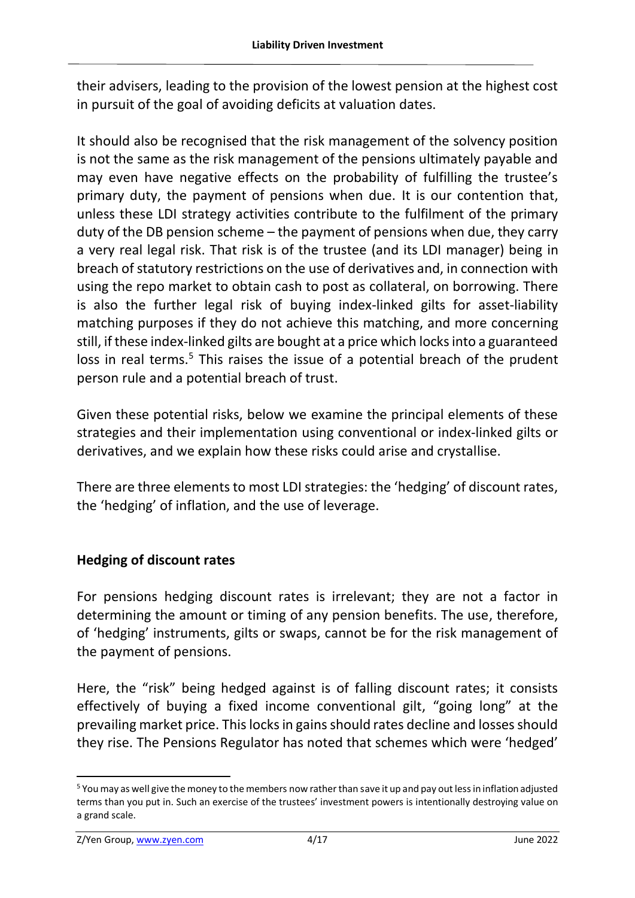their advisers, leading to the provision of the lowest pension at the highest cost in pursuit of the goal of avoiding deficits at valuation dates.

It should also be recognised that the risk management of the solvency position is not the same as the risk management of the pensions ultimately payable and may even have negative effects on the probability of fulfilling the trustee's primary duty, the payment of pensions when due. It is our contention that, unless these LDI strategy activities contribute to the fulfilment of the primary duty of the DB pension scheme – the payment of pensions when due, they carry a very real legal risk. That risk is of the trustee (and its LDI manager) being in breach of statutory restrictions on the use of derivatives and, in connection with using the repo market to obtain cash to post as collateral, on borrowing. There is also the further legal risk of buying index-linked gilts for asset-liability matching purposes if they do not achieve this matching, and more concerning still, if these index-linked gilts are bought at a price which locks into a guaranteed loss in real terms.[5] This raises the issue of a potential breach of the prudent person rule and a potential breach of trust.

Given these potential risks, below we examine the principal elements of these strategies and their implementation using conventional or index-linked gilts or derivatives, and we explain how these risks could arise and crystallise.

There are three elements to most LDI strategies: the 'hedging' of discount rates, the 'hedging' of inflation, and the use of leverage.

## Hedging of discount rates

For pensions hedging discount rates is irrelevant; they are not a factor in determining the amount or timing of any pension benefits. The use, therefore, of 'hedging' instruments, gilts or swaps, cannot be for the risk management of the payment of pensions.

Here, the "risk" being hedged against is of falling discount rates; it consists effectively of buying a fixed income conventional gilt, "going long" at the prevailing market price. This locks in gains should rates decline and losses should they rise. The Pensions Regulator has noted that schemes which were 'hedged'

[5] You may as well give the money to the members now rather than save it up and pay out less in inflation adjusted terms than you put in. Such an exercise of the trustees' investment powers is intentionally destroying value on a grand scale.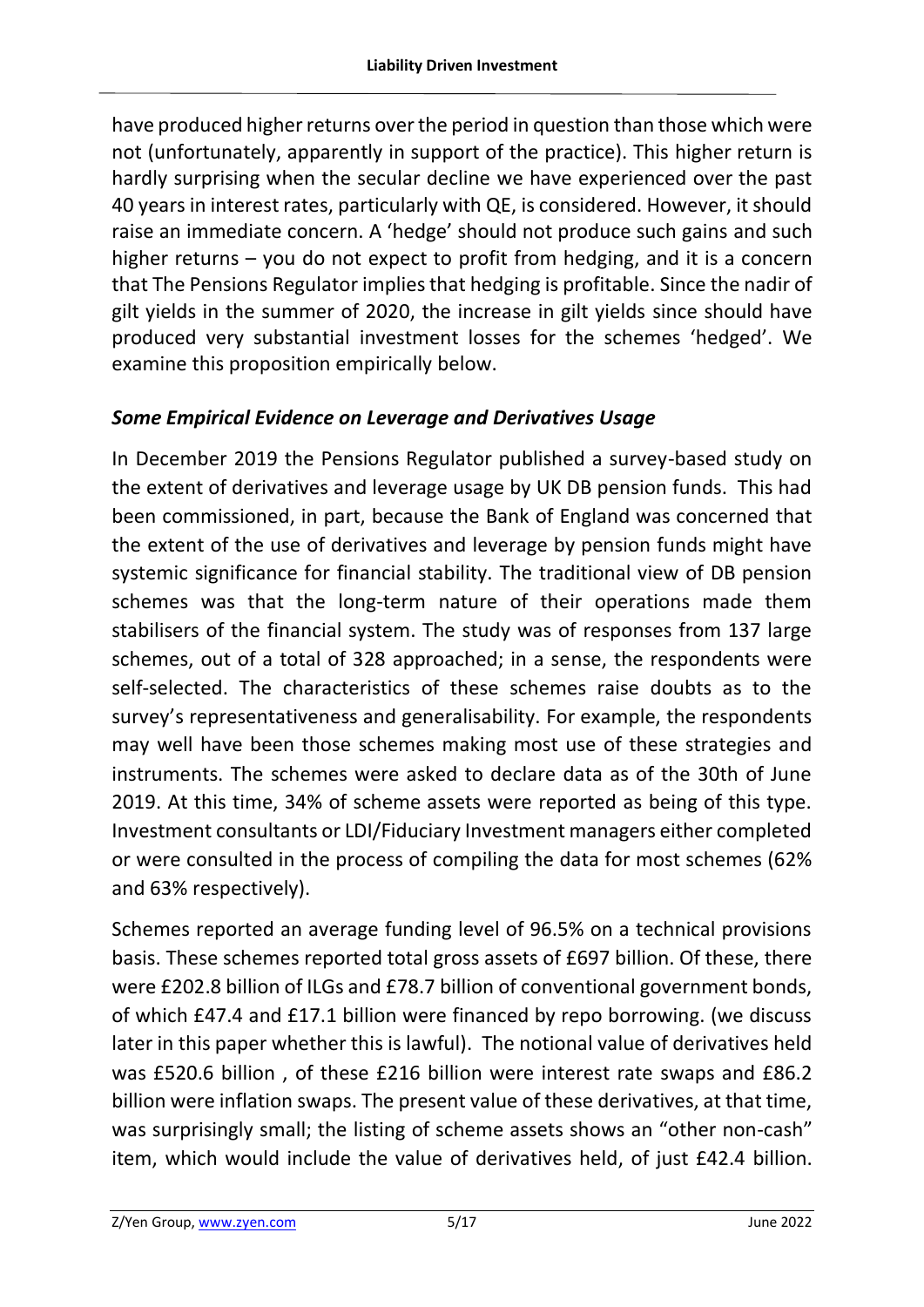have produced higher returns over the period in question than those which were not (unfortunately, apparently in support of the practice). This higher return is hardly surprising when the secular decline we have experienced over the past 40 years in interest rates, particularly with QE, is considered. However, it should raise an immediate concern. A 'hedge' should not produce such gains and such higher returns – you do not expect to profit from hedging, and it is a concern that The Pensions Regulator implies that hedging is profitable. Since the nadir of gilt yields in the summer of 2020, the increase in gilt yields since should have produced very substantial investment losses for the schemes 'hedged'. We examine this proposition empirically below.

### *Some Empirical Evidence on Leverage and Derivatives Usage*

In December 2019 the Pensions Regulator published a survey-based study on the extent of derivatives and leverage usage by UK DB pension funds. This had been commissioned, in part, because the Bank of England was concerned that the extent of the use of derivatives and leverage by pension funds might have systemic significance for financial stability. The traditional view of DB pension schemes was that the long-term nature of their operations made them stabilisers of the financial system. The study was of responses from 137 large schemes, out of a total of 328 approached; in a sense, the respondents were self-selected. The characteristics of these schemes raise doubts as to the survey's representativeness and generalisability. For example, the respondents may well have been those schemes making most use of these strategies and instruments. The schemes were asked to declare data as of the 30th of June 2019. At this time, 34% of scheme assets were reported as being of this type. Investment consultants or LDI/Fiduciary Investment managers either completed or were consulted in the process of compiling the data for most schemes (62% and 63% respectively).

Schemes reported an average funding level of 96.5% on a technical provisions basis. These schemes reported total gross assets of £697 billion. Of these, there were £202.8 billion of ILGs and £78.7 billion of conventional government bonds, of which £47.4 and £17.1 billion were financed by repo borrowing. (we discuss later in this paper whether this is lawful). The notional value of derivatives held was £520.6 billion , of these £216 billion were interest rate swaps and £86.2 billion were inflation swaps. The present value of these derivatives, at that time, was surprisingly small; the listing of scheme assets shows an "other non-cash" item, which would include the value of derivatives held, of just £42.4 billion.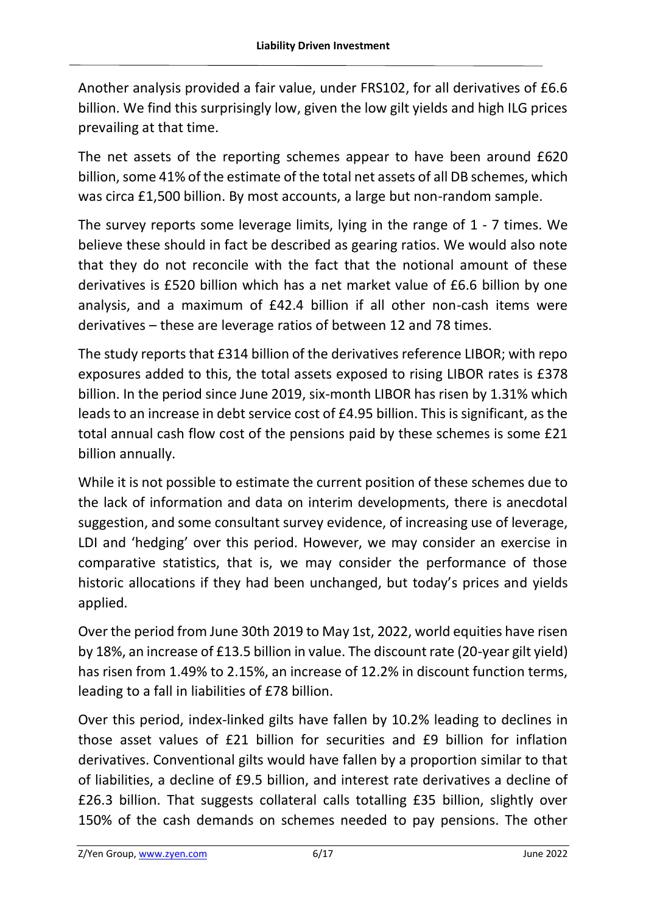Another analysis provided a fair value, under FRS102, for all derivatives of £6.6 billion. We find this surprisingly low, given the low gilt yields and high ILG prices prevailing at that time.

The net assets of the reporting schemes appear to have been around £620 billion, some 41% of the estimate of the total net assets of all DB schemes, which was circa £1,500 billion. By most accounts, a large but non-random sample.

The survey reports some leverage limits, lying in the range of 1 - 7 times. We believe these should in fact be described as gearing ratios. We would also note that they do not reconcile with the fact that the notional amount of these derivatives is £520 billion which has a net market value of £6.6 billion by one analysis, and a maximum of £42.4 billion if all other non-cash items were derivatives – these are leverage ratios of between 12 and 78 times.

The study reports that £314 billion of the derivatives reference LIBOR; with repo exposures added to this, the total assets exposed to rising LIBOR rates is £378 billion. In the period since June 2019, six-month LIBOR has risen by 1.31% which leads to an increase in debt service cost of £4.95 billion. This is significant, as the total annual cash flow cost of the pensions paid by these schemes is some £21 billion annually.

While it is not possible to estimate the current position of these schemes due to the lack of information and data on interim developments, there is anecdotal suggestion, and some consultant survey evidence, of increasing use of leverage, LDI and 'hedging' over this period. However, we may consider an exercise in comparative statistics, that is, we may consider the performance of those historic allocations if they had been unchanged, but today's prices and yields applied.

Over the period from June 30th 2019 to May 1st, 2022, world equities have risen by 18%, an increase of £13.5 billion in value. The discount rate (20-year gilt yield) has risen from 1.49% to 2.15%, an increase of 12.2% in discount function terms, leading to a fall in liabilities of £78 billion.

Over this period, index-linked gilts have fallen by 10.2% leading to declines in those asset values of £21 billion for securities and £9 billion for inflation derivatives. Conventional gilts would have fallen by a proportion similar to that of liabilities, a decline of £9.5 billion, and interest rate derivatives a decline of £26.3 billion. That suggests collateral calls totalling £35 billion, slightly over 150% of the cash demands on schemes needed to pay pensions. The other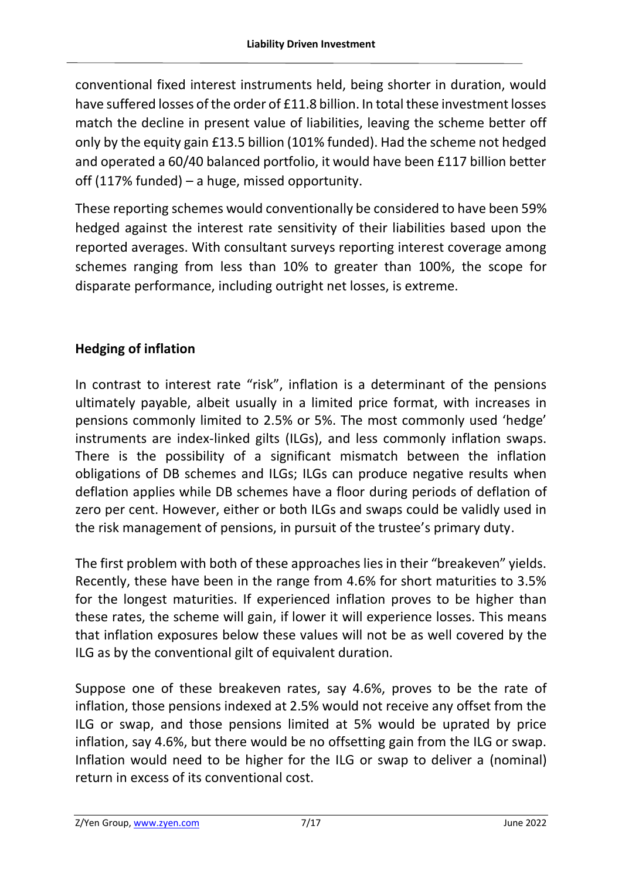conventional fixed interest instruments held, being shorter in duration, would have suffered losses of the order of £11.8 billion. In total these investment losses match the decline in present value of liabilities, leaving the scheme better off only by the equity gain £13.5 billion (101% funded). Had the scheme not hedged and operated a 60/40 balanced portfolio, it would have been £117 billion better off (117% funded) – a huge, missed opportunity.

These reporting schemes would conventionally be considered to have been 59% hedged against the interest rate sensitivity of their liabilities based upon the reported averages. With consultant surveys reporting interest coverage among schemes ranging from less than 10% to greater than 100%, the scope for disparate performance, including outright net losses, is extreme.

## Hedging of inflation

In contrast to interest rate "risk", inflation is a determinant of the pensions ultimately payable, albeit usually in a limited price format, with increases in pensions commonly limited to 2.5% or 5%. The most commonly used 'hedge' instruments are index-linked gilts (ILGs), and less commonly inflation swaps. There is the possibility of a significant mismatch between the inflation obligations of DB schemes and ILGs; ILGs can produce negative results when deflation applies while DB schemes have a floor during periods of deflation of zero per cent. However, either or both ILGs and swaps could be validly used in the risk management of pensions, in pursuit of the trustee's primary duty.

The first problem with both of these approaches lies in their "breakeven" yields. Recently, these have been in the range from 4.6% for short maturities to 3.5% for the longest maturities. If experienced inflation proves to be higher than these rates, the scheme will gain, if lower it will experience losses. This means that inflation exposures below these values will not be as well covered by the ILG as by the conventional gilt of equivalent duration.

Suppose one of these breakeven rates, say 4.6%, proves to be the rate of inflation, those pensions indexed at 2.5% would not receive any offset from the ILG or swap, and those pensions limited at 5% would be uprated by price inflation, say 4.6%, but there would be no offsetting gain from the ILG or swap. Inflation would need to be higher for the ILG or swap to deliver a (nominal) return in excess of its conventional cost.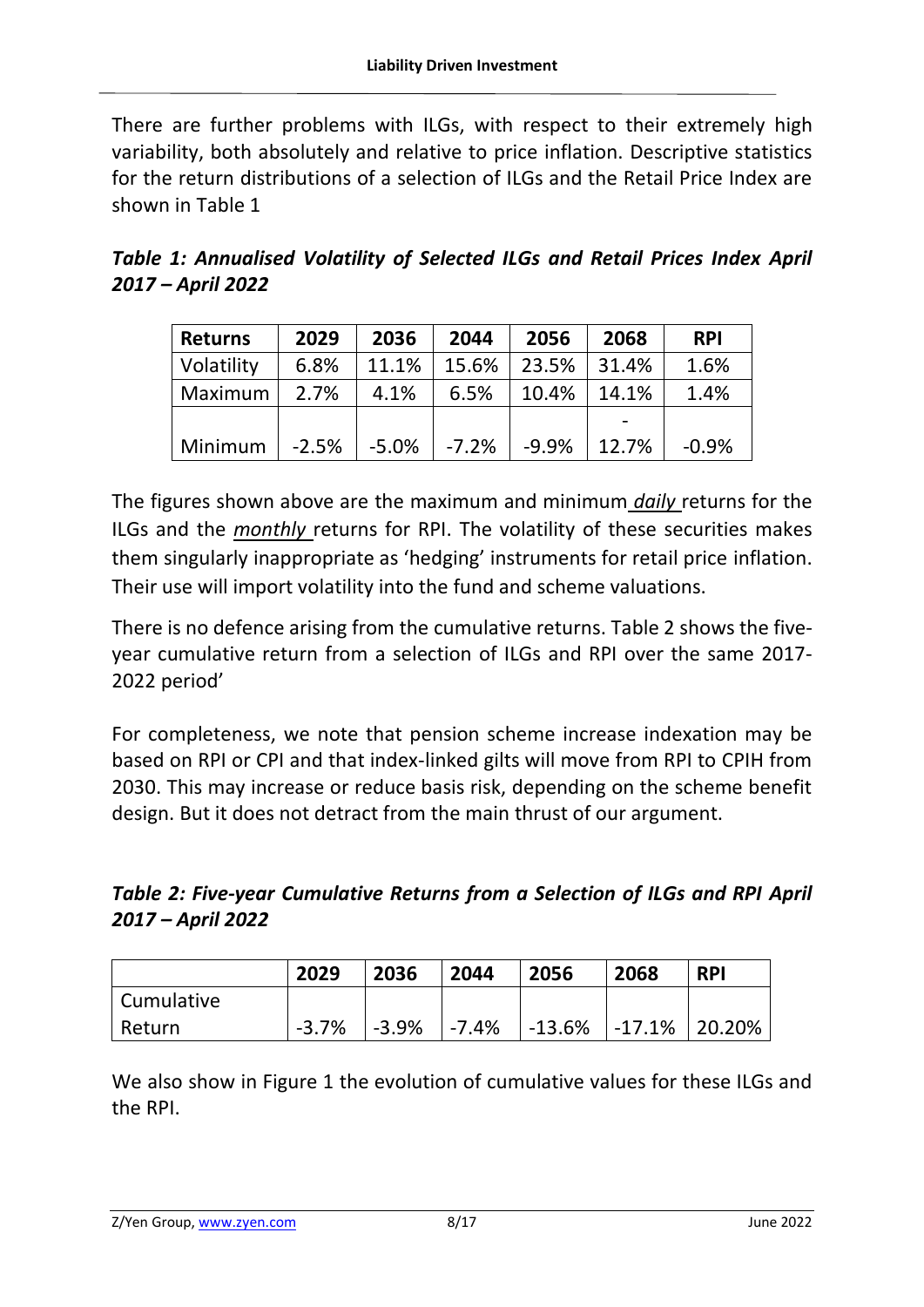There are further problems with ILGs, with respect to their extremely high variability, both absolutely and relative to price inflation. Descriptive statistics for the return distributions of a selection of ILGs and the Retail Price Index are shown in Table 1

***Table 1: Annualised Volatility of Selected ILGs and Retail Prices Index April 2017 – April 2022***

| Returns | 2029 | 2036 | 2044 | 2056 | 2068 | RPI |
|---|---|---|---|---|---|---|
| Volatility | 6.8% | 11.1% | 15.6% | 23.5% | 31.4% | 1.6% |
| Maximum | 2.7% | 4.1% | 6.5% | 10.4% | 14.1% | 1.4% |
| Minimum | -2.5% | -5.0% | -7.2% | -9.9% | -12.7% | -0.9% |

The figures shown above are the maximum and minimum *daily* returns for the ILGs and the *monthly* returns for RPI. The volatility of these securities makes them singularly inappropriate as 'hedging' instruments for retail price inflation. Their use will import volatility into the fund and scheme valuations.

There is no defence arising from the cumulative returns. Table 2 shows the five-year cumulative return from a selection of ILGs and RPI over the same 2017-2022 period'

For completeness, we note that pension scheme increase indexation may be based on RPI or CPI and that index-linked gilts will move from RPI to CPIH from 2030. This may increase or reduce basis risk, depending on the scheme benefit design. But it does not detract from the main thrust of our argument.

***Table 2: Five-year Cumulative Returns from a Selection of ILGs and RPI April 2017 – April 2022***

| | 2029 | 2036 | 2044 | 2056 | 2068 | RPI |
|---|---|---|---|---|---|---|
| Cumulative Return | -3.7% | -3.9% | -7.4% | -13.6% | -17.1% | 20.20% |

We also show in Figure 1 the evolution of cumulative values for these ILGs and the RPI.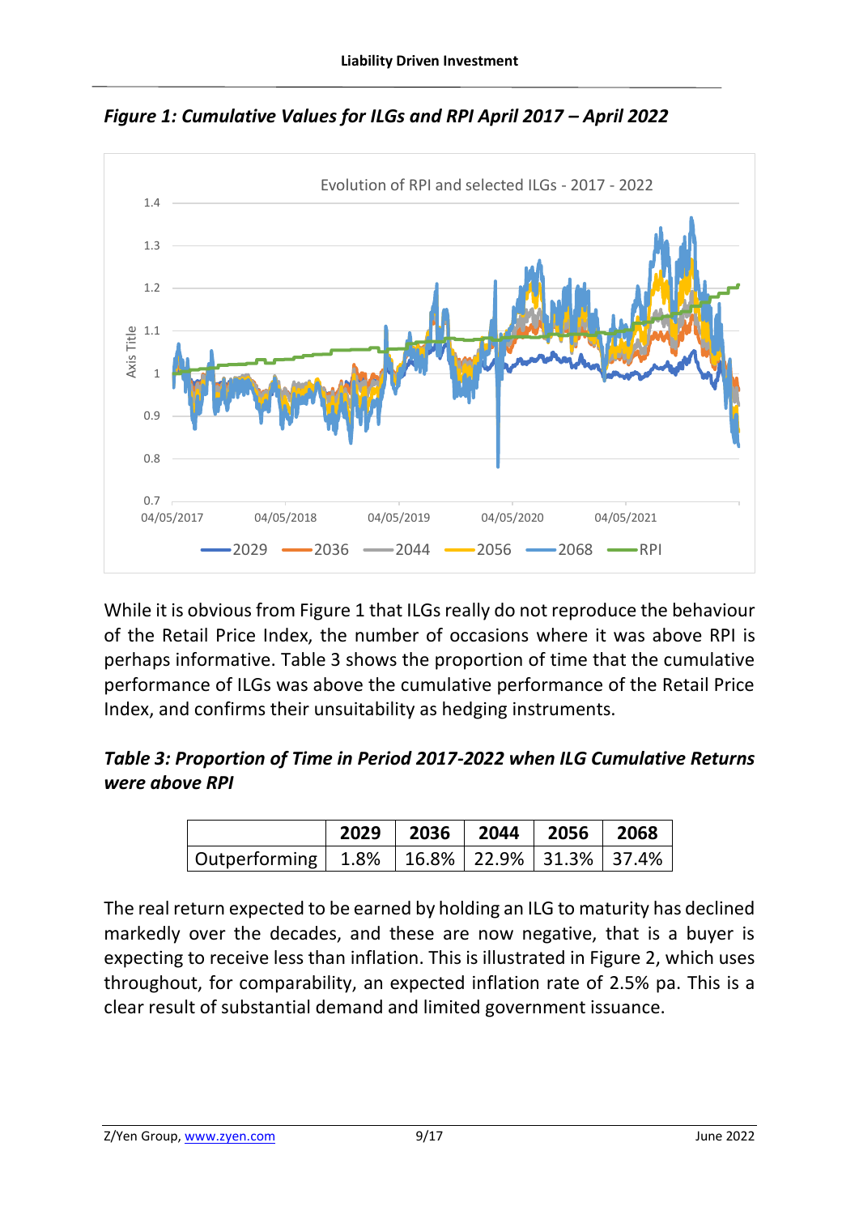*Figure 1: Cumulative Values for ILGs and RPI April 2017 – April 2022*

While it is obvious from Figure 1 that ILGs really do not reproduce the behaviour of the Retail Price Index, the number of occasions where it was above RPI is perhaps informative. Table 3 shows the proportion of time that the cumulative performance of ILGs was above the cumulative performance of the Retail Price Index, and confirms their unsuitability as hedging instruments.

*Table 3: Proportion of Time in Period 2017-2022 when ILG Cumulative Returns were above RPI*

| | 2029 | 2036 | 2044 | 2056 | 2068 |
|---|---|---|---|---|---|
| Outperforming | 1.8% | 16.8% | 22.9% | 31.3% | 37.4% |

The real return expected to be earned by holding an ILG to maturity has declined markedly over the decades, and these are now negative, that is a buyer is expecting to receive less than inflation. This is illustrated in Figure 2, which uses throughout, for comparability, an expected inflation rate of 2.5% pa. This is a clear result of substantial demand and limited government issuance.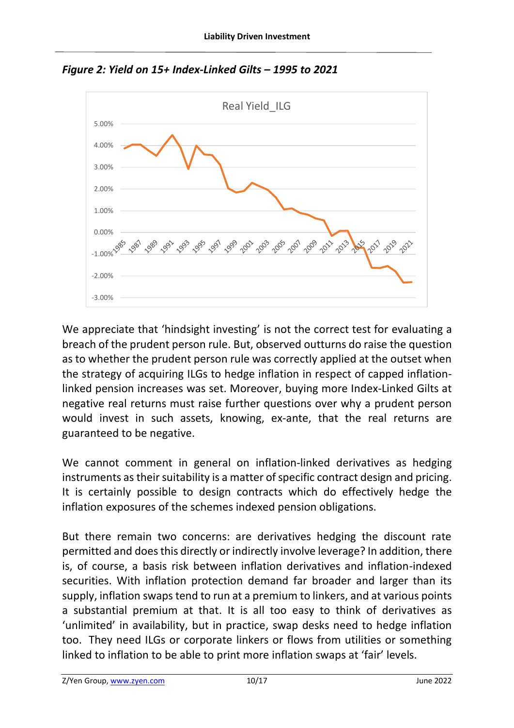*Figure 2: Yield on 15+ Index-Linked Gilts – 1995 to 2021*

We appreciate that 'hindsight investing' is not the correct test for evaluating a breach of the prudent person rule. But, observed outturns do raise the question as to whether the prudent person rule was correctly applied at the outset when the strategy of acquiring ILGs to hedge inflation in respect of capped inflation-linked pension increases was set. Moreover, buying more Index-Linked Gilts at negative real returns must raise further questions over why a prudent person would invest in such assets, knowing, ex-ante, that the real returns are guaranteed to be negative.

We cannot comment in general on inflation-linked derivatives as hedging instruments as their suitability is a matter of specific contract design and pricing. It is certainly possible to design contracts which do effectively hedge the inflation exposures of the schemes indexed pension obligations.

But there remain two concerns: are derivatives hedging the discount rate permitted and does this directly or indirectly involve leverage? In addition, there is, of course, a basis risk between inflation derivatives and inflation-indexed securities. With inflation protection demand far broader and larger than its supply, inflation swaps tend to run at a premium to linkers, and at various points a substantial premium at that. It is all too easy to think of derivatives as 'unlimited' in availability, but in practice, swap desks need to hedge inflation too. They need ILGs or corporate linkers or flows from utilities or something linked to inflation to be able to print more inflation swaps at 'fair' levels.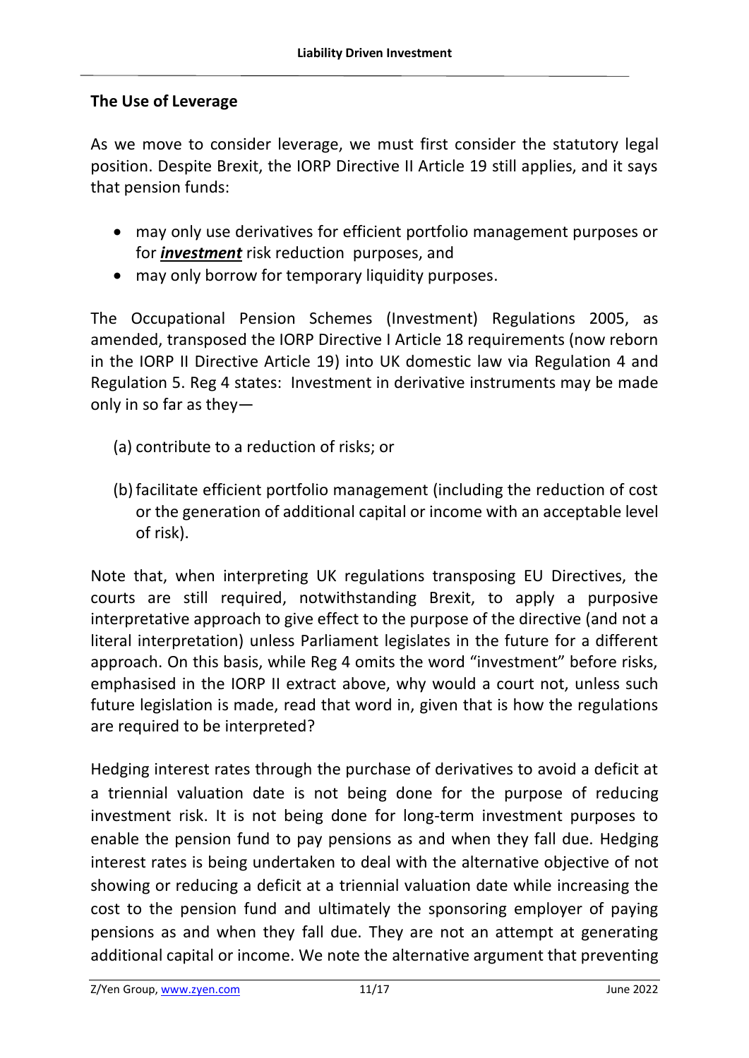## The Use of Leverage

As we move to consider leverage, we must first consider the statutory legal position. Despite Brexit, the IORP Directive II Article 19 still applies, and it says that pension funds:

- may only use derivatives for efficient portfolio management purposes or for ***investment*** risk reduction purposes, and
- may only borrow for temporary liquidity purposes.

The Occupational Pension Schemes (Investment) Regulations 2005, as amended, transposed the IORP Directive I Article 18 requirements (now reborn in the IORP II Directive Article 19) into UK domestic law via Regulation 4 and Regulation 5. Reg 4 states: Investment in derivative instruments may be made only in so far as they—

(a) contribute to a reduction of risks; or

(b) facilitate efficient portfolio management (including the reduction of cost or the generation of additional capital or income with an acceptable level of risk).

Note that, when interpreting UK regulations transposing EU Directives, the courts are still required, notwithstanding Brexit, to apply a purposive interpretative approach to give effect to the purpose of the directive (and not a literal interpretation) unless Parliament legislates in the future for a different approach. On this basis, while Reg 4 omits the word "investment" before risks, emphasised in the IORP II extract above, why would a court not, unless such future legislation is made, read that word in, given that is how the regulations are required to be interpreted?

Hedging interest rates through the purchase of derivatives to avoid a deficit at a triennial valuation date is not being done for the purpose of reducing investment risk. It is not being done for long-term investment purposes to enable the pension fund to pay pensions as and when they fall due. Hedging interest rates is being undertaken to deal with the alternative objective of not showing or reducing a deficit at a triennial valuation date while increasing the cost to the pension fund and ultimately the sponsoring employer of paying pensions as and when they fall due. They are not an attempt at generating additional capital or income. We note the alternative argument that preventing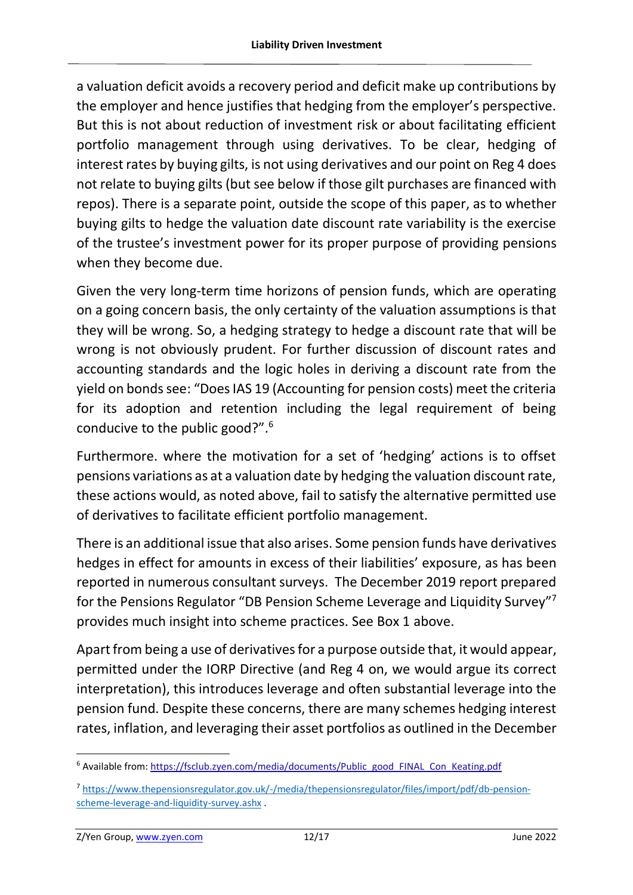a valuation deficit avoids a recovery period and deficit make up contributions by the employer and hence justifies that hedging from the employer's perspective. But this is not about reduction of investment risk or about facilitating efficient portfolio management through using derivatives. To be clear, hedging of interest rates by buying gilts, is not using derivatives and our point on Reg 4 does not relate to buying gilts (but see below if those gilt purchases are financed with repos). There is a separate point, outside the scope of this paper, as to whether buying gilts to hedge the valuation date discount rate variability is the exercise of the trustee's investment power for its proper purpose of providing pensions when they become due.

Given the very long-term time horizons of pension funds, which are operating on a going concern basis, the only certainty of the valuation assumptions is that they will be wrong. So, a hedging strategy to hedge a discount rate that will be wrong is not obviously prudent. For further discussion of discount rates and accounting standards and the logic holes in deriving a discount rate from the yield on bonds see: "Does IAS 19 (Accounting for pension costs) meet the criteria for its adoption and retention including the legal requirement of being conducive to the public good?".[6]

Furthermore. where the motivation for a set of 'hedging' actions is to offset pensions variations as at a valuation date by hedging the valuation discount rate, these actions would, as noted above, fail to satisfy the alternative permitted use of derivatives to facilitate efficient portfolio management.

There is an additional issue that also arises. Some pension funds have derivatives hedges in effect for amounts in excess of their liabilities' exposure, as has been reported in numerous consultant surveys. The December 2019 report prepared for the Pensions Regulator "DB Pension Scheme Leverage and Liquidity Survey"[7] provides much insight into scheme practices. See Box 1 above.

Apart from being a use of derivatives for a purpose outside that, it would appear, permitted under the IORP Directive (and Reg 4 on, we would argue its correct interpretation), this introduces leverage and often substantial leverage into the pension fund. Despite these concerns, there are many schemes hedging interest rates, inflation, and leveraging their asset portfolios as outlined in the December

[6] Available from: https://fsclub.zyen.com/media/documents/Public_good_FINAL_Con_Keating.pdf

[7] https://www.thepensionsregulator.gov.uk/-/media/thepensionsregulator/files/import/pdf/db-pension-scheme-leverage-and-liquidity-survey.ashx .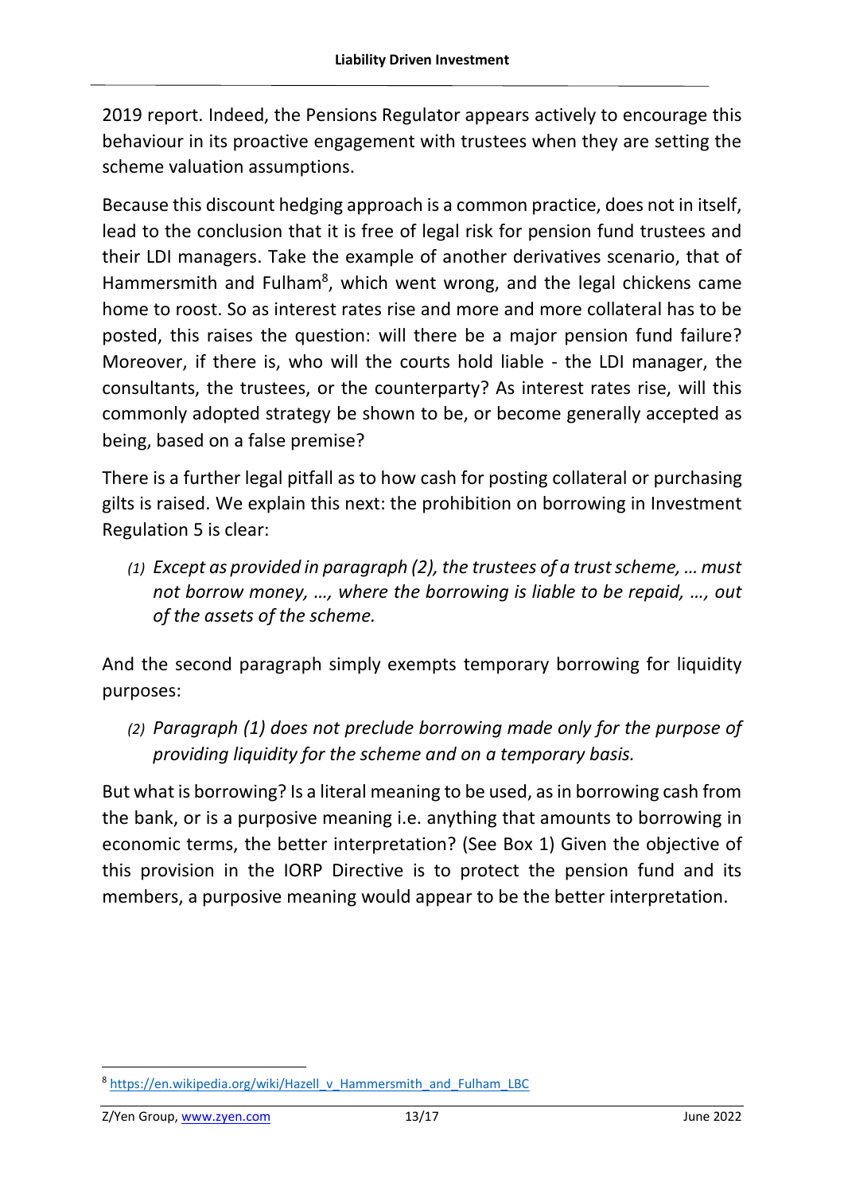2019 report. Indeed, the Pensions Regulator appears actively to encourage this behaviour in its proactive engagement with trustees when they are setting the scheme valuation assumptions.

Because this discount hedging approach is a common practice, does not in itself, lead to the conclusion that it is free of legal risk for pension fund trustees and their LDI managers. Take the example of another derivatives scenario, that of Hammersmith and Fulham[8], which went wrong, and the legal chickens came home to roost. So as interest rates rise and more and more collateral has to be posted, this raises the question: will there be a major pension fund failure? Moreover, if there is, who will the courts hold liable - the LDI manager, the consultants, the trustees, or the counterparty? As interest rates rise, will this commonly adopted strategy be shown to be, or become generally accepted as being, based on a false premise?

There is a further legal pitfall as to how cash for posting collateral or purchasing gilts is raised. We explain this next: the prohibition on borrowing in Investment Regulation 5 is clear:

> *(1) Except as provided in paragraph (2), the trustees of a trust scheme, … must not borrow money, …, where the borrowing is liable to be repaid, …, out of the assets of the scheme.*

And the second paragraph simply exempts temporary borrowing for liquidity purposes:

> *(2) Paragraph (1) does not preclude borrowing made only for the purpose of providing liquidity for the scheme and on a temporary basis.*

But what is borrowing? Is a literal meaning to be used, as in borrowing cash from the bank, or is a purposive meaning i.e. anything that amounts to borrowing in economic terms, the better interpretation? (See Box 1) Given the objective of this provision in the IORP Directive is to protect the pension fund and its members, a purposive meaning would appear to be the better interpretation.

---

[8] https://en.wikipedia.org/wiki/Hazell_v_Hammersmith_and_Fulham_LBC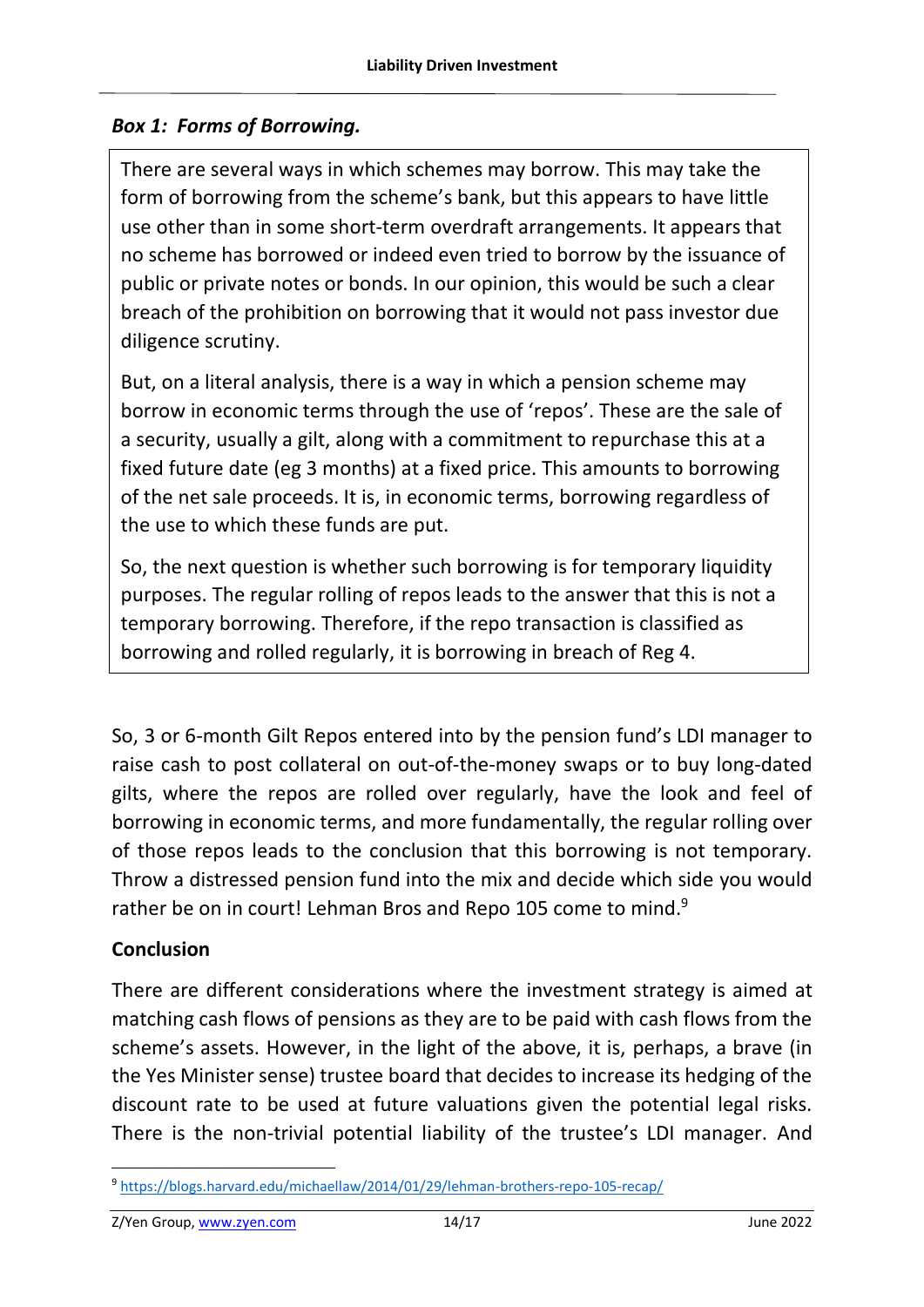### *Box 1: Forms of Borrowing.*

> There are several ways in which schemes may borrow. This may take the form of borrowing from the scheme's bank, but this appears to have little use other than in some short-term overdraft arrangements. It appears that no scheme has borrowed or indeed even tried to borrow by the issuance of public or private notes or bonds. In our opinion, this would be such a clear breach of the prohibition on borrowing that it would not pass investor due diligence scrutiny.
>
> But, on a literal analysis, there is a way in which a pension scheme may borrow in economic terms through the use of 'repos'. These are the sale of a security, usually a gilt, along with a commitment to repurchase this at a fixed future date (eg 3 months) at a fixed price. This amounts to borrowing of the net sale proceeds. It is, in economic terms, borrowing regardless of the use to which these funds are put.
>
> So, the next question is whether such borrowing is for temporary liquidity purposes. The regular rolling of repos leads to the answer that this is not a temporary borrowing. Therefore, if the repo transaction is classified as borrowing and rolled regularly, it is borrowing in breach of Reg 4.

So, 3 or 6-month Gilt Repos entered into by the pension fund's LDI manager to raise cash to post collateral on out-of-the-money swaps or to buy long-dated gilts, where the repos are rolled over regularly, have the look and feel of borrowing in economic terms, and more fundamentally, the regular rolling over of those repos leads to the conclusion that this borrowing is not temporary. Throw a distressed pension fund into the mix and decide which side you would rather be on in court! Lehman Bros and Repo 105 come to mind.[9]

**Conclusion**

There are different considerations where the investment strategy is aimed at matching cash flows of pensions as they are to be paid with cash flows from the scheme's assets. However, in the light of the above, it is, perhaps, a brave (in the Yes Minister sense) trustee board that decides to increase its hedging of the discount rate to be used at future valuations given the potential legal risks. There is the non-trivial potential liability of the trustee's LDI manager. And

---

[9] https://blogs.harvard.edu/michaellaw/2014/01/29/lehman-brothers-repo-105-recap/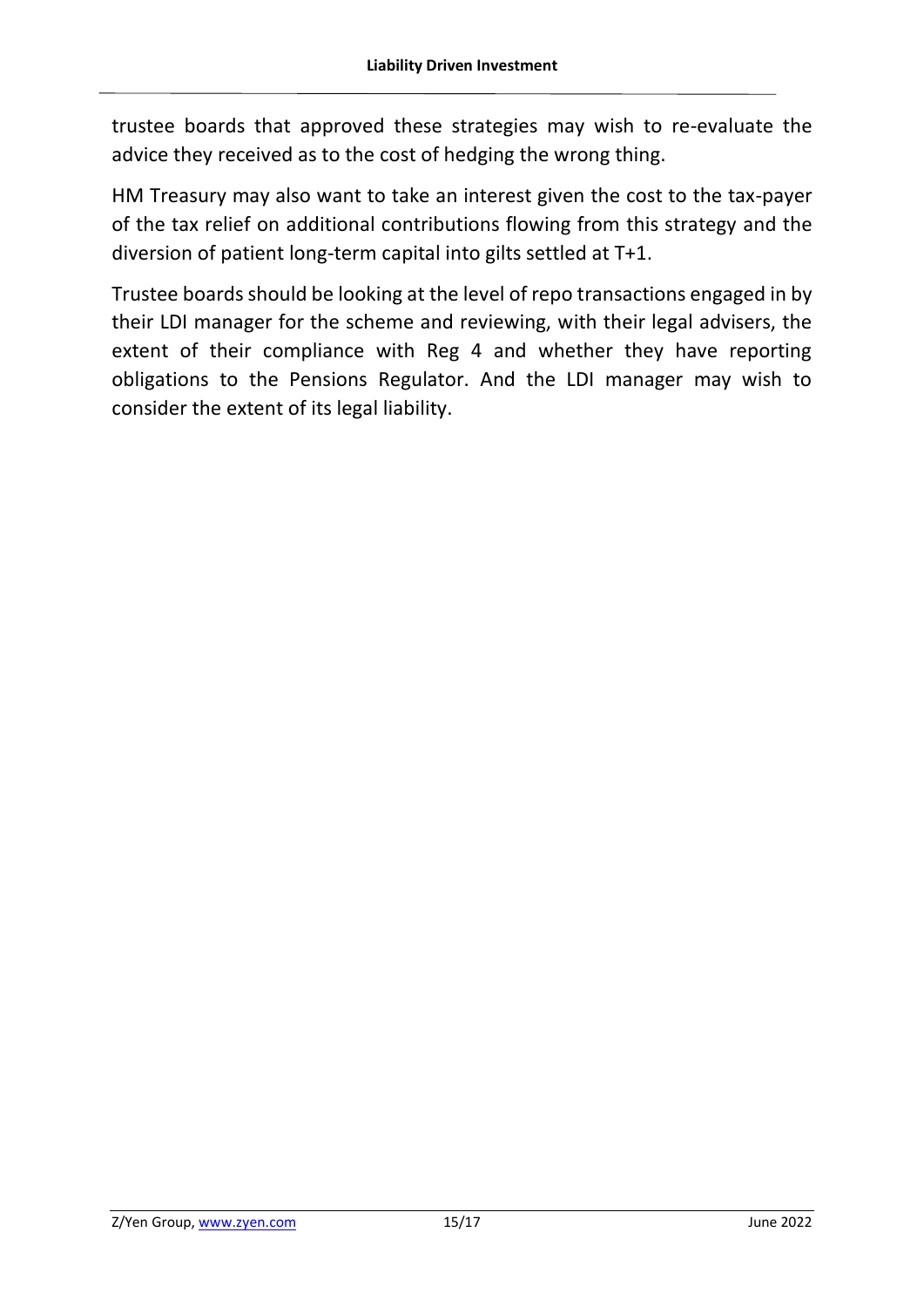trustee boards that approved these strategies may wish to re-evaluate the advice they received as to the cost of hedging the wrong thing.

HM Treasury may also want to take an interest given the cost to the tax-payer of the tax relief on additional contributions flowing from this strategy and the diversion of patient long-term capital into gilts settled at T+1.

Trustee boards should be looking at the level of repo transactions engaged in by their LDI manager for the scheme and reviewing, with their legal advisers, the extent of their compliance with Reg 4 and whether they have reporting obligations to the Pensions Regulator. And the LDI manager may wish to consider the extent of its legal liability.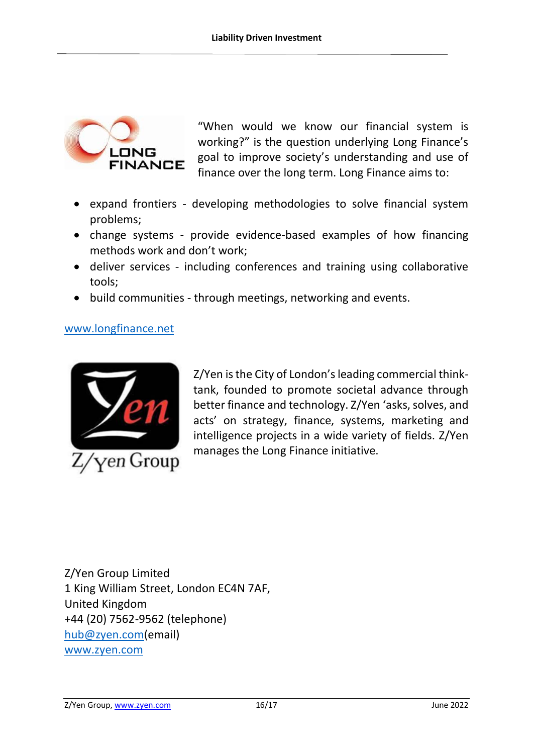"When would we know our financial system is working?" is the question underlying Long Finance's goal to improve society's understanding and use of finance over the long term. Long Finance aims to:

- expand frontiers - developing methodologies to solve financial system problems;
- change systems - provide evidence-based examples of how financing methods work and don't work;
- deliver services - including conferences and training using collaborative tools;
- build communities - through meetings, networking and events.

www.longfinance.net

Z/Yen is the City of London's leading commercial think-tank, founded to promote societal advance through better finance and technology. Z/Yen 'asks, solves, and acts' on strategy, finance, systems, marketing and intelligence projects in a wide variety of fields. Z/Yen manages the Long Finance initiative.

Z/Yen Group Limited
1 King William Street, London EC4N 7AF,
United Kingdom
+44 (20) 7562-9562 (telephone)
hub@zyen.com(email)
www.zyen.com